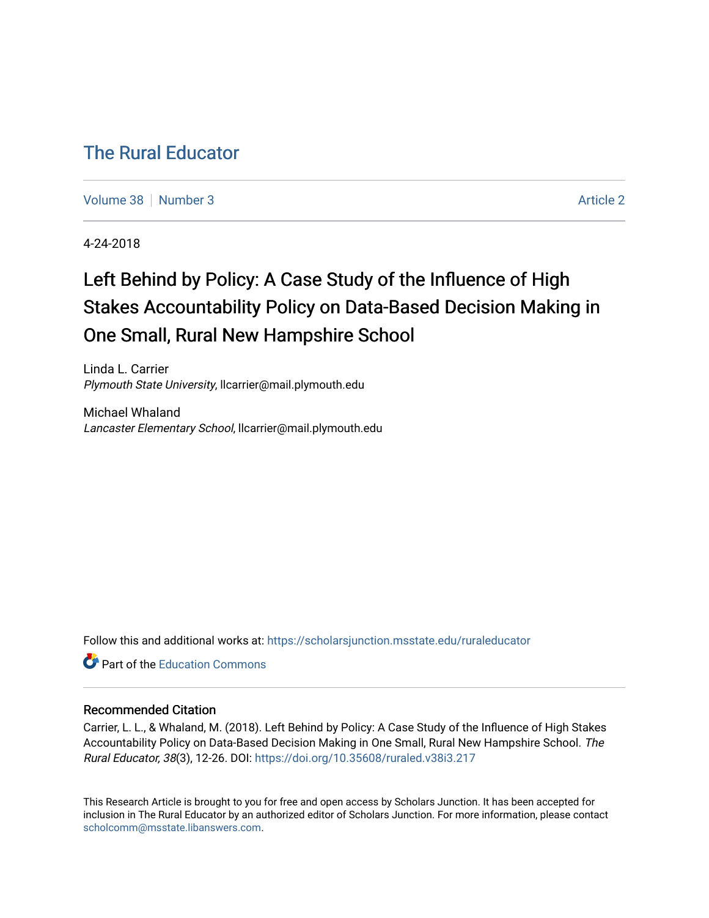# The Rural Educator

Volume 38 | Number 3 | Article 2

4-24-2018

## Left Behind by Policy: A Case Study of the Influence of High Stakes Accountability Policy on Data-Based Decision Making in One Small, Rural New Hampshire School

Linda L. Carrier
*Plymouth State University*, llcarrier@mail.plymouth.edu

Michael Whaland
*Lancaster Elementary School*, llcarrier@mail.plymouth.edu

Follow this and additional works at: https://scholarsjunction.msstate.edu/ruraleducator

Part of the Education Commons

### Recommended Citation

Carrier, L. L., & Whaland, M. (2018). Left Behind by Policy: A Case Study of the Influence of High Stakes Accountability Policy on Data-Based Decision Making in One Small, Rural New Hampshire School. *The Rural Educator, 38*(3), 12-26. DOI: https://doi.org/10.35608/ruraled.v38i3.217

This Research Article is brought to you for free and open access by Scholars Junction. It has been accepted for inclusion in The Rural Educator by an authorized editor of Scholars Junction. For more information, please contact scholcomm@msstate.libanswers.com.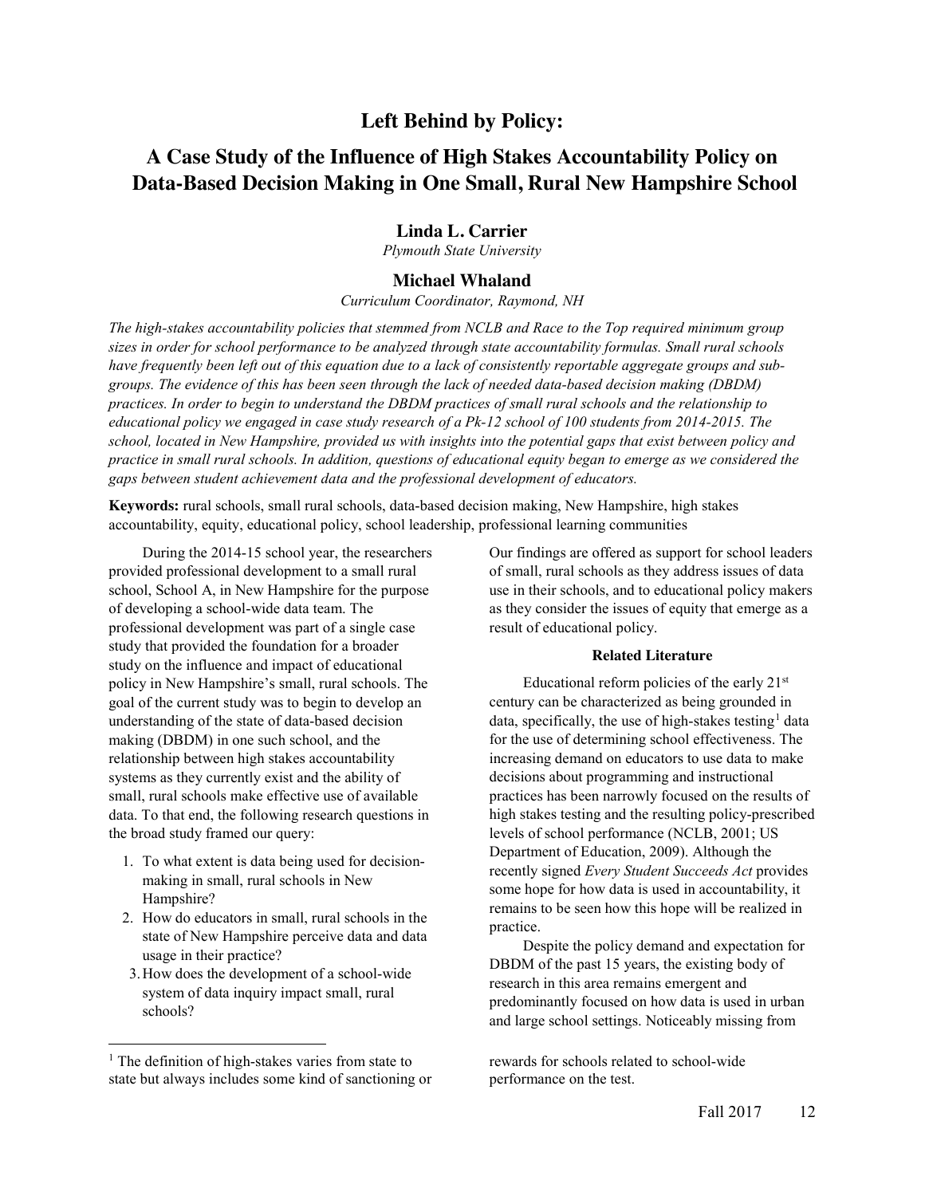# Left Behind by Policy:

## A Case Study of the Influence of High Stakes Accountability Policy on Data-Based Decision Making in One Small, Rural New Hampshire School

**Linda L. Carrier**

*Plymouth State University*

**Michael Whaland**

*Curriculum Coordinator, Raymond, NH*

*The high-stakes accountability policies that stemmed from NCLB and Race to the Top required minimum group sizes in order for school performance to be analyzed through state accountability formulas. Small rural schools have frequently been left out of this equation due to a lack of consistently reportable aggregate groups and sub-groups. The evidence of this has been seen through the lack of needed data-based decision making (DBDM) practices. In order to begin to understand the DBDM practices of small rural schools and the relationship to educational policy we engaged in case study research of a Pk-12 school of 100 students from 2014-2015. The school, located in New Hampshire, provided us with insights into the potential gaps that exist between policy and practice in small rural schools. In addition, questions of educational equity began to emerge as we considered the gaps between student achievement data and the professional development of educators.*

**Keywords:** rural schools, small rural schools, data-based decision making, New Hampshire, high stakes accountability, equity, educational policy, school leadership, professional learning communities

During the 2014-15 school year, the researchers provided professional development to a small rural school, School A, in New Hampshire for the purpose of developing a school-wide data team. The professional development was part of a single case study that provided the foundation for a broader study on the influence and impact of educational policy in New Hampshire's small, rural schools. The goal of the current study was to begin to develop an understanding of the state of data-based decision making (DBDM) in one such school, and the relationship between high stakes accountability systems as they currently exist and the ability of small, rural schools make effective use of available data. To that end, the following research questions in the broad study framed our query:

1. To what extent is data being used for decision-making in small, rural schools in New Hampshire?
2. How do educators in small, rural schools in the state of New Hampshire perceive data and data usage in their practice?
3. How does the development of a school-wide system of data inquiry impact small, rural schools?

Our findings are offered as support for school leaders of small, rural schools as they address issues of data use in their schools, and to educational policy makers as they consider the issues of equity that emerge as a result of educational policy.

### Related Literature

Educational reform policies of the early 21st century can be characterized as being grounded in data, specifically, the use of high-stakes testing[1] data for the use of determining school effectiveness. The increasing demand on educators to use data to make decisions about programming and instructional practices has been narrowly focused on the results of high stakes testing and the resulting policy-prescribed levels of school performance (NCLB, 2001; US Department of Education, 2009). Although the recently signed *Every Student Succeeds Act* provides some hope for how data is used in accountability, it remains to be seen how this hope will be realized in practice.

Despite the policy demand and expectation for DBDM of the past 15 years, the existing body of research in this area remains emergent and predominantly focused on how data is used in urban and large school settings. Noticeably missing from

[1] The definition of high-stakes varies from state to state but always includes some kind of sanctioning or rewards for schools related to school-wide performance on the test.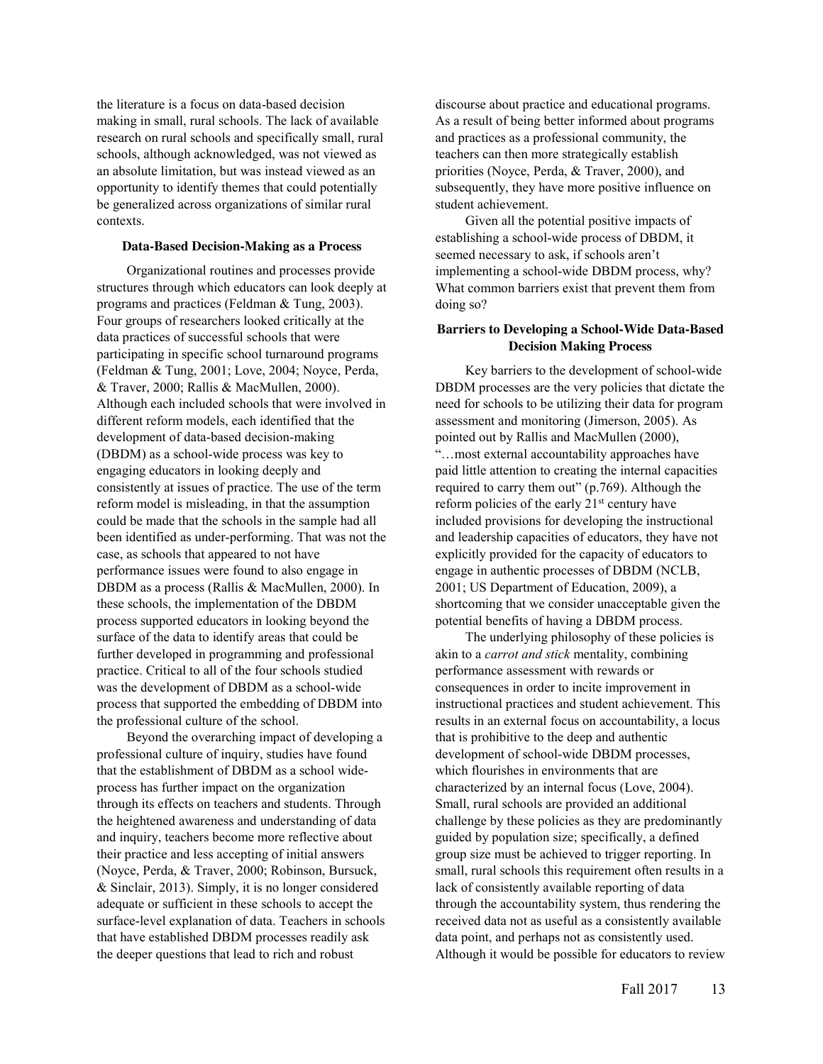the literature is a focus on data-based decision making in small, rural schools. The lack of available research on rural schools and specifically small, rural schools, although acknowledged, was not viewed as an absolute limitation, but was instead viewed as an opportunity to identify themes that could potentially be generalized across organizations of similar rural contexts.

### Data-Based Decision-Making as a Process

Organizational routines and processes provide structures through which educators can look deeply at programs and practices (Feldman & Tung, 2003). Four groups of researchers looked critically at the data practices of successful schools that were participating in specific school turnaround programs (Feldman & Tung, 2001; Love, 2004; Noyce, Perda, & Traver, 2000; Rallis & MacMullen, 2000). Although each included schools that were involved in different reform models, each identified that the development of data-based decision-making (DBDM) as a school-wide process was key to engaging educators in looking deeply and consistently at issues of practice. The use of the term reform model is misleading, in that the assumption could be made that the schools in the sample had all been identified as under-performing. That was not the case, as schools that appeared to not have performance issues were found to also engage in DBDM as a process (Rallis & MacMullen, 2000). In these schools, the implementation of the DBDM process supported educators in looking beyond the surface of the data to identify areas that could be further developed in programming and professional practice. Critical to all of the four schools studied was the development of DBDM as a school-wide process that supported the embedding of DBDM into the professional culture of the school.

Beyond the overarching impact of developing a professional culture of inquiry, studies have found that the establishment of DBDM as a school wide-process has further impact on the organization through its effects on teachers and students. Through the heightened awareness and understanding of data and inquiry, teachers become more reflective about their practice and less accepting of initial answers (Noyce, Perda, & Traver, 2000; Robinson, Bursuck, & Sinclair, 2013). Simply, it is no longer considered adequate or sufficient in these schools to accept the surface-level explanation of data. Teachers in schools that have established DBDM processes readily ask the deeper questions that lead to rich and robust discourse about practice and educational programs. As a result of being better informed about programs and practices as a professional community, the teachers can then more strategically establish priorities (Noyce, Perda, & Traver, 2000), and subsequently, they have more positive influence on student achievement.

Given all the potential positive impacts of establishing a school-wide process of DBDM, it seemed necessary to ask, if schools aren't implementing a school-wide DBDM process, why? What common barriers exist that prevent them from doing so?

### Barriers to Developing a School-Wide Data-Based Decision Making Process

Key barriers to the development of school-wide DBDM processes are the very policies that dictate the need for schools to be utilizing their data for program assessment and monitoring (Jimerson, 2005). As pointed out by Rallis and MacMullen (2000), "…most external accountability approaches have paid little attention to creating the internal capacities required to carry them out" (p.769). Although the reform policies of the early 21st century have included provisions for developing the instructional and leadership capacities of educators, they have not explicitly provided for the capacity of educators to engage in authentic processes of DBDM (NCLB, 2001; US Department of Education, 2009), a shortcoming that we consider unacceptable given the potential benefits of having a DBDM process.

The underlying philosophy of these policies is akin to a *carrot and stick* mentality, combining performance assessment with rewards or consequences in order to incite improvement in instructional practices and student achievement. This results in an external focus on accountability, a locus that is prohibitive to the deep and authentic development of school-wide DBDM processes, which flourishes in environments that are characterized by an internal focus (Love, 2004). Small, rural schools are provided an additional challenge by these policies as they are predominantly guided by population size; specifically, a defined group size must be achieved to trigger reporting. In small, rural schools this requirement often results in a lack of consistently available reporting of data through the accountability system, thus rendering the received data not as useful as a consistently available data point, and perhaps not as consistently used. Although it would be possible for educators to review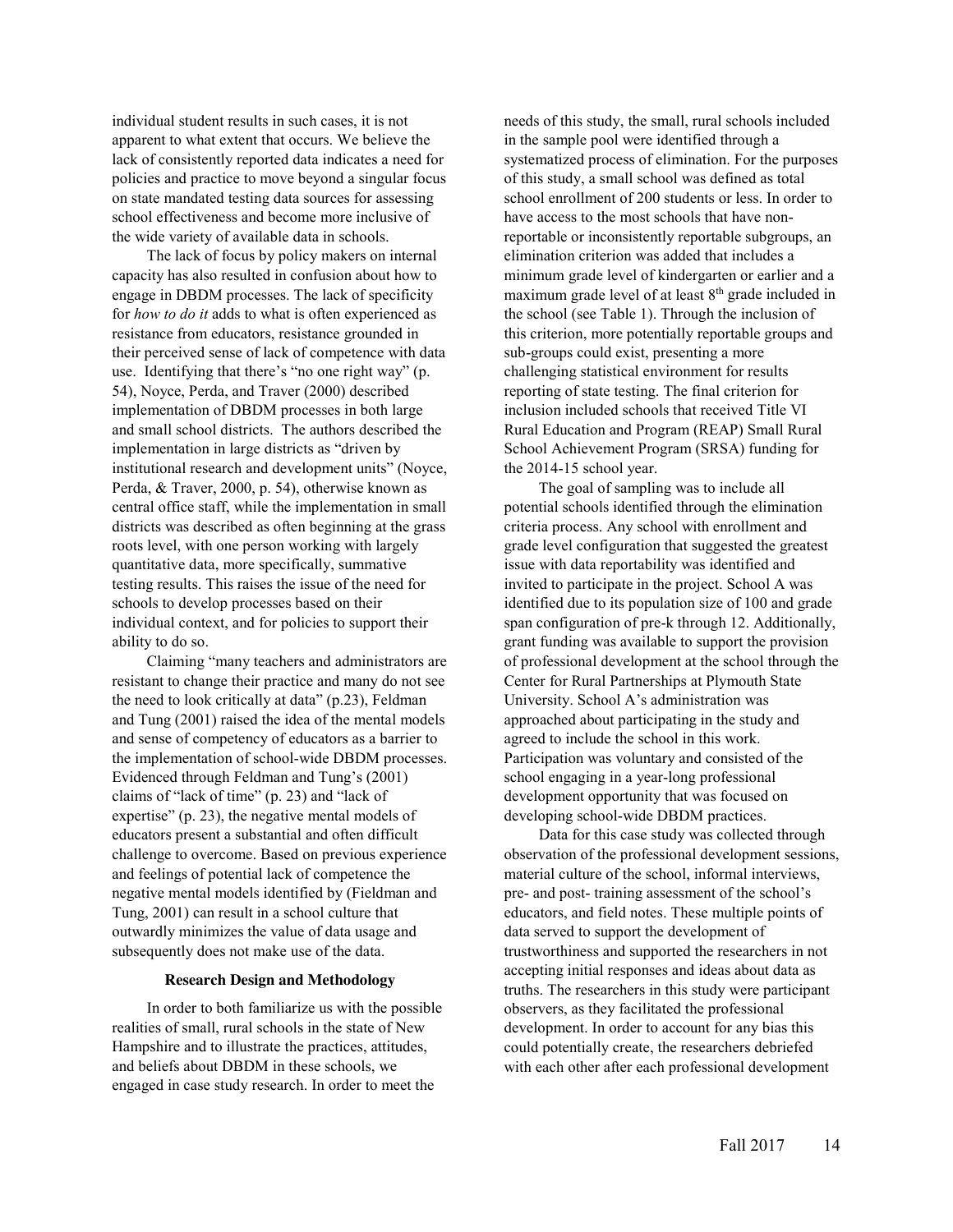individual student results in such cases, it is not apparent to what extent that occurs. We believe the lack of consistently reported data indicates a need for policies and practice to move beyond a singular focus on state mandated testing data sources for assessing school effectiveness and become more inclusive of the wide variety of available data in schools.

The lack of focus by policy makers on internal capacity has also resulted in confusion about how to engage in DBDM processes. The lack of specificity for *how to do it* adds to what is often experienced as resistance from educators, resistance grounded in their perceived sense of lack of competence with data use. Identifying that there's "no one right way" (p. 54), Noyce, Perda, and Traver (2000) described implementation of DBDM processes in both large and small school districts. The authors described the implementation in large districts as "driven by institutional research and development units" (Noyce, Perda, & Traver, 2000, p. 54), otherwise known as central office staff, while the implementation in small districts was described as often beginning at the grass roots level, with one person working with largely quantitative data, more specifically, summative testing results. This raises the issue of the need for schools to develop processes based on their individual context, and for policies to support their ability to do so.

Claiming "many teachers and administrators are resistant to change their practice and many do not see the need to look critically at data" (p.23), Feldman and Tung (2001) raised the idea of the mental models and sense of competency of educators as a barrier to the implementation of school-wide DBDM processes. Evidenced through Feldman and Tung's (2001) claims of "lack of time" (p. 23) and "lack of expertise" (p. 23), the negative mental models of educators present a substantial and often difficult challenge to overcome. Based on previous experience and feelings of potential lack of competence the negative mental models identified by (Fieldman and Tung, 2001) can result in a school culture that outwardly minimizes the value of data usage and subsequently does not make use of the data.

### Research Design and Methodology

In order to both familiarize us with the possible realities of small, rural schools in the state of New Hampshire and to illustrate the practices, attitudes, and beliefs about DBDM in these schools, we engaged in case study research. In order to meet the needs of this study, the small, rural schools included in the sample pool were identified through a systematized process of elimination. For the purposes of this study, a small school was defined as total school enrollment of 200 students or less. In order to have access to the most schools that have non-reportable or inconsistently reportable subgroups, an elimination criterion was added that includes a minimum grade level of kindergarten or earlier and a maximum grade level of at least 8th grade included in the school (see Table 1). Through the inclusion of this criterion, more potentially reportable groups and sub-groups could exist, presenting a more challenging statistical environment for results reporting of state testing. The final criterion for inclusion included schools that received Title VI Rural Education and Program (REAP) Small Rural School Achievement Program (SRSA) funding for the 2014-15 school year.

The goal of sampling was to include all potential schools identified through the elimination criteria process. Any school with enrollment and grade level configuration that suggested the greatest issue with data reportability was identified and invited to participate in the project. School A was identified due to its population size of 100 and grade span configuration of pre-k through 12. Additionally, grant funding was available to support the provision of professional development at the school through the Center for Rural Partnerships at Plymouth State University. School A's administration was approached about participating in the study and agreed to include the school in this work. Participation was voluntary and consisted of the school engaging in a year-long professional development opportunity that was focused on developing school-wide DBDM practices.

Data for this case study was collected through observation of the professional development sessions, material culture of the school, informal interviews, pre- and post- training assessment of the school's educators, and field notes. These multiple points of data served to support the development of trustworthiness and supported the researchers in not accepting initial responses and ideas about data as truths. The researchers in this study were participant observers, as they facilitated the professional development. In order to account for any bias this could potentially create, the researchers debriefed with each other after each professional development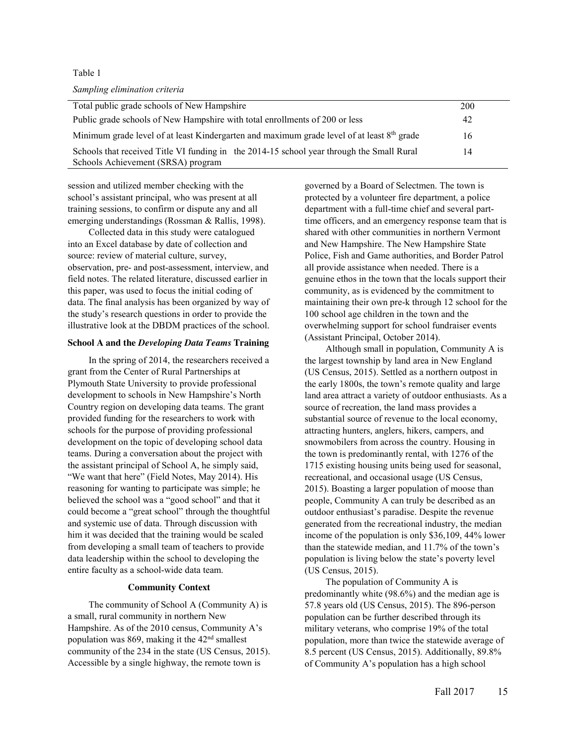Table 1

*Sampling elimination criteria*

| | |
|---|---|
| Total public grade schools of New Hampshire | 200 |
| Public grade schools of New Hampshire with total enrollments of 200 or less | 42 |
| Minimum grade level of at least Kindergarten and maximum grade level of at least 8th grade | 16 |
| Schools that received Title VI funding in the 2014-15 school year through the Small Rural Schools Achievement (SRSA) program | 14 |

session and utilized member checking with the school's assistant principal, who was present at all training sessions, to confirm or dispute any and all emerging understandings (Rossman & Rallis, 1998).

Collected data in this study were catalogued into an Excel database by date of collection and source: review of material culture, survey, observation, pre- and post-assessment, interview, and field notes. The related literature, discussed earlier in this paper, was used to focus the initial coding of data. The final analysis has been organized by way of the study's research questions in order to provide the illustrative look at the DBDM practices of the school.

**School A and the *Developing Data Teams* Training**

In the spring of 2014, the researchers received a grant from the Center of Rural Partnerships at Plymouth State University to provide professional development to schools in New Hampshire's North Country region on developing data teams. The grant provided funding for the researchers to work with schools for the purpose of providing professional development on the topic of developing school data teams. During a conversation about the project with the assistant principal of School A, he simply said, "We want that here" (Field Notes, May 2014). His reasoning for wanting to participate was simple; he believed the school was a "good school" and that it could become a "great school" through the thoughtful and systemic use of data. Through discussion with him it was decided that the training would be scaled from developing a small team of teachers to provide data leadership within the school to developing the entire faculty as a school-wide data team.

**Community Context**

The community of School A (Community A) is a small, rural community in northern New Hampshire. As of the 2010 census, Community A's population was 869, making it the 42nd smallest community of the 234 in the state (US Census, 2015). Accessible by a single highway, the remote town is governed by a Board of Selectmen. The town is protected by a volunteer fire department, a police department with a full-time chief and several part-time officers, and an emergency response team that is shared with other communities in northern Vermont and New Hampshire. The New Hampshire State Police, Fish and Game authorities, and Border Patrol all provide assistance when needed. There is a genuine ethos in the town that the locals support their community, as is evidenced by the commitment to maintaining their own pre-k through 12 school for the 100 school age children in the town and the overwhelming support for school fundraiser events (Assistant Principal, October 2014).

Although small in population, Community A is the largest township by land area in New England (US Census, 2015). Settled as a northern outpost in the early 1800s, the town's remote quality and large land area attract a variety of outdoor enthusiasts. As a source of recreation, the land mass provides a substantial source of revenue to the local economy, attracting hunters, anglers, hikers, campers, and snowmobilers from across the country. Housing in the town is predominantly rental, with 1276 of the 1715 existing housing units being used for seasonal, recreational, and occasional usage (US Census, 2015). Boasting a larger population of moose than people, Community A can truly be described as an outdoor enthusiast's paradise. Despite the revenue generated from the recreational industry, the median income of the population is only $36,109, 44% lower than the statewide median, and 11.7% of the town's population is living below the state's poverty level (US Census, 2015).

The population of Community A is predominantly white (98.6%) and the median age is 57.8 years old (US Census, 2015). The 896-person population can be further described through its military veterans, who comprise 19% of the total population, more than twice the statewide average of 8.5 percent (US Census, 2015). Additionally, 89.8% of Community A's population has a high school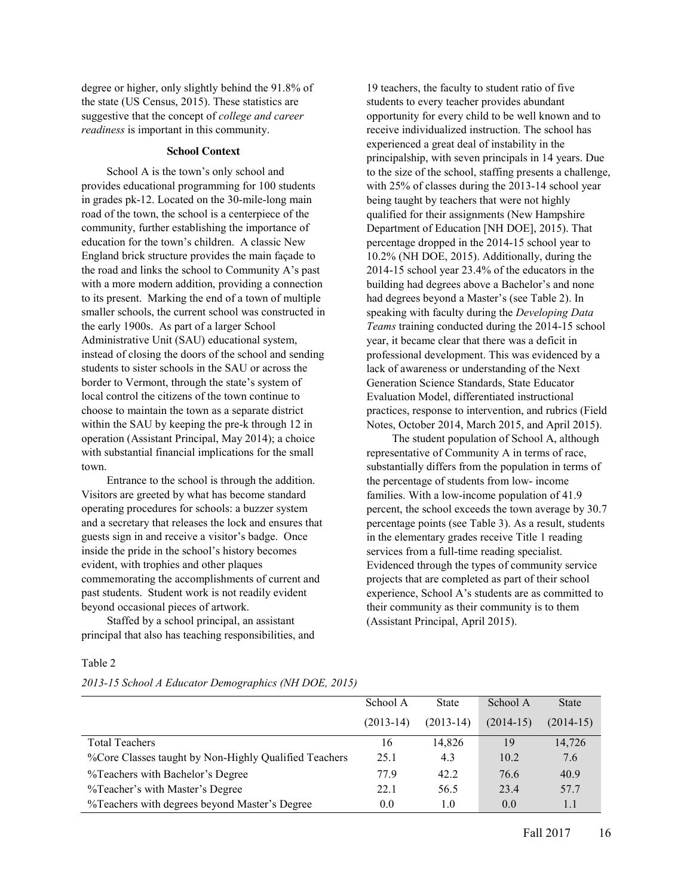degree or higher, only slightly behind the 91.8% of the state (US Census, 2015). These statistics are suggestive that the concept of *college and career readiness* is important in this community.

**School Context**

School A is the town's only school and provides educational programming for 100 students in grades pk-12. Located on the 30-mile-long main road of the town, the school is a centerpiece of the community, further establishing the importance of education for the town's children. A classic New England brick structure provides the main façade to the road and links the school to Community A's past with a more modern addition, providing a connection to its present. Marking the end of a town of multiple smaller schools, the current school was constructed in the early 1900s. As part of a larger School Administrative Unit (SAU) educational system, instead of closing the doors of the school and sending students to sister schools in the SAU or across the border to Vermont, through the state's system of local control the citizens of the town continue to choose to maintain the town as a separate district within the SAU by keeping the pre-k through 12 in operation (Assistant Principal, May 2014); a choice with substantial financial implications for the small town.

Entrance to the school is through the addition. Visitors are greeted by what has become standard operating procedures for schools: a buzzer system and a secretary that releases the lock and ensures that guests sign in and receive a visitor's badge. Once inside the pride in the school's history becomes evident, with trophies and other plaques commemorating the accomplishments of current and past students. Student work is not readily evident beyond occasional pieces of artwork.

Staffed by a school principal, an assistant principal that also has teaching responsibilities, and 19 teachers, the faculty to student ratio of five students to every teacher provides abundant opportunity for every child to be well known and to receive individualized instruction. The school has experienced a great deal of instability in the principalship, with seven principals in 14 years. Due to the size of the school, staffing presents a challenge, with 25% of classes during the 2013-14 school year being taught by teachers that were not highly qualified for their assignments (New Hampshire Department of Education [NH DOE], 2015). That percentage dropped in the 2014-15 school year to 10.2% (NH DOE, 2015). Additionally, during the 2014-15 school year 23.4% of the educators in the building had degrees above a Bachelor's and none had degrees beyond a Master's (see Table 2). In speaking with faculty during the *Developing Data Teams* training conducted during the 2014-15 school year, it became clear that there was a deficit in professional development. This was evidenced by a lack of awareness or understanding of the Next Generation Science Standards, State Educator Evaluation Model, differentiated instructional practices, response to intervention, and rubrics (Field Notes, October 2014, March 2015, and April 2015).

The student population of School A, although representative of Community A in terms of race, substantially differs from the population in terms of the percentage of students from low- income families. With a low-income population of 41.9 percent, the school exceeds the town average by 30.7 percentage points (see Table 3). As a result, students in the elementary grades receive Title 1 reading services from a full-time reading specialist. Evidenced through the types of community service projects that are completed as part of their school experience, School A's students are as committed to their community as their community is to them (Assistant Principal, April 2015).

Table 2

*2013-15 School A Educator Demographics (NH DOE, 2015)*

| | School A (2013-14) | State (2013-14) | School A (2014-15) | State (2014-15) |
|---|---|---|---|---|
| Total Teachers | 16 | 14,826 | 19 | 14,726 |
| %Core Classes taught by Non-Highly Qualified Teachers | 25.1 | 4.3 | 10.2 | 7.6 |
| %Teachers with Bachelor's Degree | 77.9 | 42.2 | 76.6 | 40.9 |
| %Teacher's with Master's Degree | 22.1 | 56.5 | 23.4 | 57.7 |
| %Teachers with degrees beyond Master's Degree | 0.0 | 1.0 | 0.0 | 1.1 |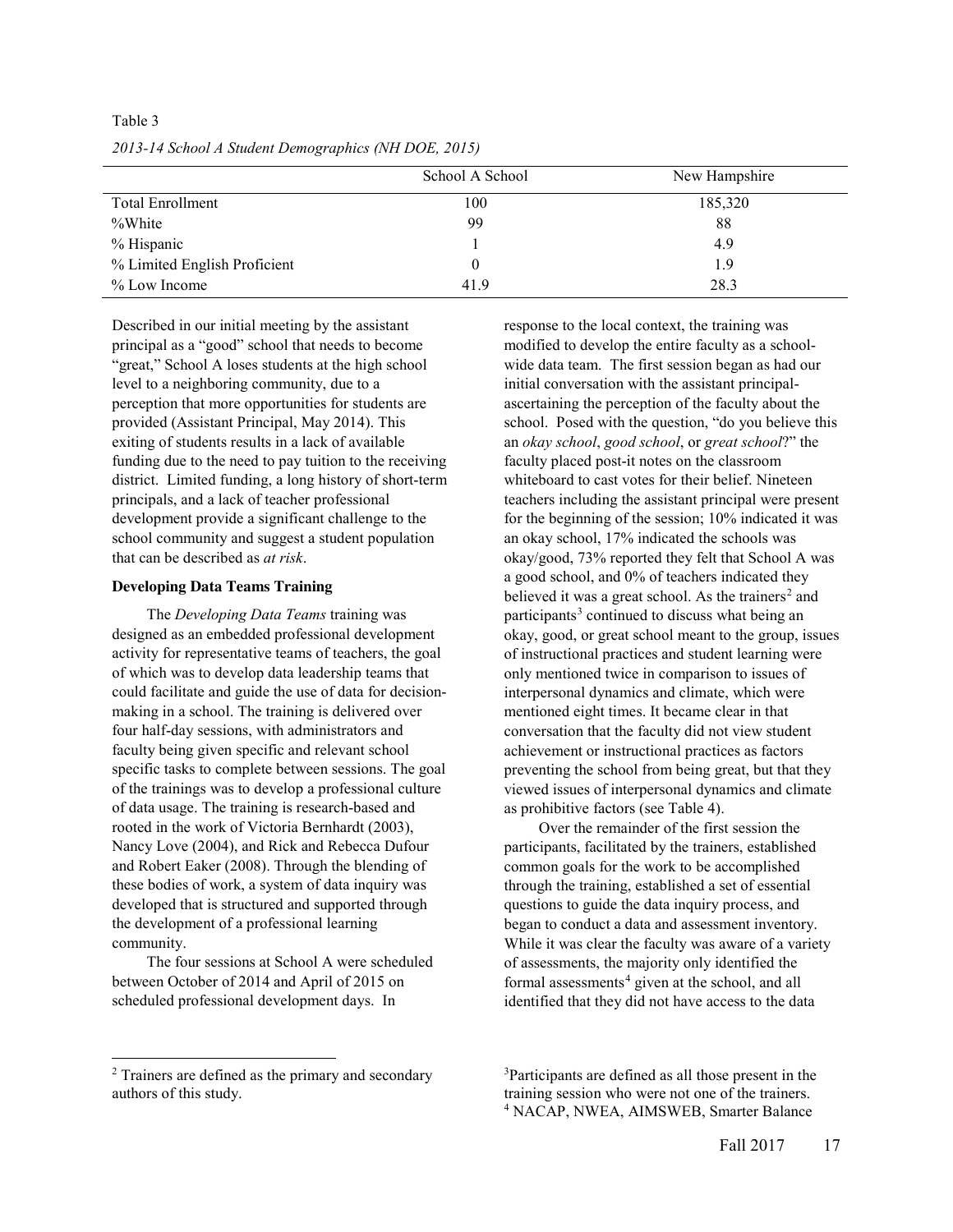Table 3

*2013-14 School A Student Demographics (NH DOE, 2015)*

| | School A School | New Hampshire |
|---|---|---|
| Total Enrollment | 100 | 185,320 |
| %White | 99 | 88 |
| % Hispanic | 1 | 4.9 |
| % Limited English Proficient | 0 | 1.9 |
| % Low Income | 41.9 | 28.3 |

Described in our initial meeting by the assistant principal as a "good" school that needs to become "great," School A loses students at the high school level to a neighboring community, due to a perception that more opportunities for students are provided (Assistant Principal, May 2014). This exiting of students results in a lack of available funding due to the need to pay tuition to the receiving district. Limited funding, a long history of short-term principals, and a lack of teacher professional development provide a significant challenge to the school community and suggest a student population that can be described as *at risk*.

**Developing Data Teams Training**

The *Developing Data Teams* training was designed as an embedded professional development activity for representative teams of teachers, the goal of which was to develop data leadership teams that could facilitate and guide the use of data for decision-making in a school. The training is delivered over four half-day sessions, with administrators and faculty being given specific and relevant school specific tasks to complete between sessions. The goal of the trainings was to develop a professional culture of data usage. The training is research-based and rooted in the work of Victoria Bernhardt (2003), Nancy Love (2004), and Rick and Rebecca Dufour and Robert Eaker (2008). Through the blending of these bodies of work, a system of data inquiry was developed that is structured and supported through the development of a professional learning community.

The four sessions at School A were scheduled between October of 2014 and April of 2015 on scheduled professional development days. In response to the local context, the training was modified to develop the entire faculty as a school-wide data team. The first session began as had our initial conversation with the assistant principal- ascertaining the perception of the faculty about the school. Posed with the question, "do you believe this an *okay school*, *good school*, or *great school*?" the faculty placed post-it notes on the classroom whiteboard to cast votes for their belief. Nineteen teachers including the assistant principal were present for the beginning of the session; 10% indicated it was an okay school, 17% indicated the schools was okay/good, 73% reported they felt that School A was a good school, and 0% of teachers indicated they believed it was a great school. As the trainers[2] and participants[3] continued to discuss what being an okay, good, or great school meant to the group, issues of instructional practices and student learning were only mentioned twice in comparison to issues of interpersonal dynamics and climate, which were mentioned eight times. It became clear in that conversation that the faculty did not view student achievement or instructional practices as factors preventing the school from being great, but that they viewed issues of interpersonal dynamics and climate as prohibitive factors (see Table 4).

Over the remainder of the first session the participants, facilitated by the trainers, established common goals for the work to be accomplished through the training, established a set of essential questions to guide the data inquiry process, and began to conduct a data and assessment inventory. While it was clear the faculty was aware of a variety of assessments, the majority only identified the formal assessments[4] given at the school, and all identified that they did not have access to the data

---

[2] Trainers are defined as the primary and secondary authors of this study.

[3] Participants are defined as all those present in the training session who were not one of the trainers.

[4] NACAP, NWEA, AIMSWEB, Smarter Balance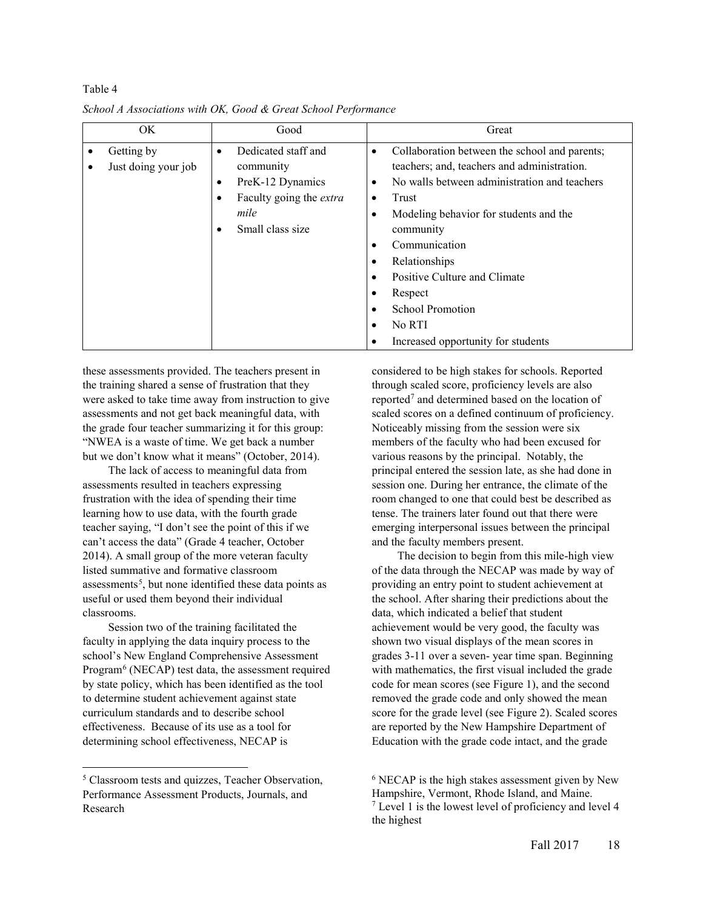Table 4

*School A Associations with OK, Good & Great School Performance*

| OK | Good | Great |
|---|---|---|
| • Getting by<br>• Just doing your job | • Dedicated staff and community<br>• PreK-12 Dynamics<br>• Faculty going the *extra mile*<br>• Small class size | • Collaboration between the school and parents; teachers; and, teachers and administration.<br>• No walls between administration and teachers<br>• Trust<br>• Modeling behavior for students and the community<br>• Communication<br>• Relationships<br>• Positive Culture and Climate<br>• Respect<br>• School Promotion<br>• No RTI<br>• Increased opportunity for students |

these assessments provided. The teachers present in the training shared a sense of frustration that they were asked to take time away from instruction to give assessments and not get back meaningful data, with the grade four teacher summarizing it for this group: "NWEA is a waste of time. We get back a number but we don't know what it means" (October, 2014).

The lack of access to meaningful data from assessments resulted in teachers expressing frustration with the idea of spending their time learning how to use data, with the fourth grade teacher saying, "I don't see the point of this if we can't access the data" (Grade 4 teacher, October 2014). A small group of the more veteran faculty listed summative and formative classroom assessments[5], but none identified these data points as useful or used them beyond their individual classrooms.

Session two of the training facilitated the faculty in applying the data inquiry process to the school's New England Comprehensive Assessment Program[6] (NECAP) test data, the assessment required by state policy, which has been identified as the tool to determine student achievement against state curriculum standards and to describe school effectiveness. Because of its use as a tool for determining school effectiveness, NECAP is considered to be high stakes for schools. Reported through scaled score, proficiency levels are also reported[7] and determined based on the location of scaled scores on a defined continuum of proficiency. Noticeably missing from the session were six members of the faculty who had been excused for various reasons by the principal. Notably, the principal entered the session late, as she had done in session one. During her entrance, the climate of the room changed to one that could best be described as tense. The trainers later found out that there were emerging interpersonal issues between the principal and the faculty members present.

The decision to begin from this mile-high view of the data through the NECAP was made by way of providing an entry point to student achievement at the school. After sharing their predictions about the data, which indicated a belief that student achievement would be very good, the faculty was shown two visual displays of the mean scores in grades 3-11 over a seven- year time span. Beginning with mathematics, the first visual included the grade code for mean scores (see Figure 1), and the second removed the grade code and only showed the mean score for the grade level (see Figure 2). Scaled scores are reported by the New Hampshire Department of Education with the grade code intact, and the grade

[5] Classroom tests and quizzes, Teacher Observation, Performance Assessment Products, Journals, and Research

[6] NECAP is the high stakes assessment given by New Hampshire, Vermont, Rhode Island, and Maine.

[7] Level 1 is the lowest level of proficiency and level 4 the highest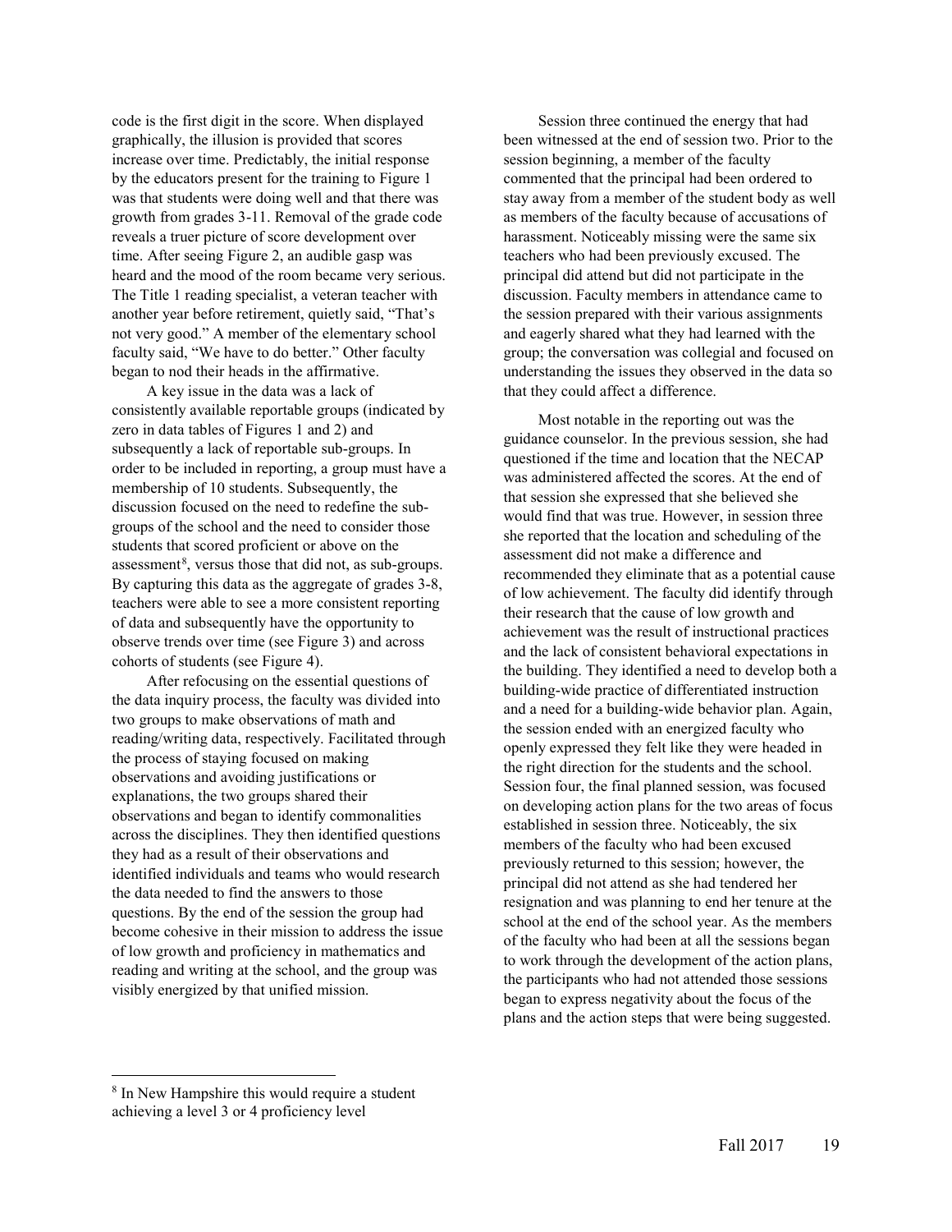code is the first digit in the score. When displayed graphically, the illusion is provided that scores increase over time. Predictably, the initial response by the educators present for the training to Figure 1 was that students were doing well and that there was growth from grades 3-11. Removal of the grade code reveals a truer picture of score development over time. After seeing Figure 2, an audible gasp was heard and the mood of the room became very serious. The Title 1 reading specialist, a veteran teacher with another year before retirement, quietly said, "That's not very good." A member of the elementary school faculty said, "We have to do better." Other faculty began to nod their heads in the affirmative.

A key issue in the data was a lack of consistently available reportable groups (indicated by zero in data tables of Figures 1 and 2) and subsequently a lack of reportable sub-groups. In order to be included in reporting, a group must have a membership of 10 students. Subsequently, the discussion focused on the need to redefine the sub-groups of the school and the need to consider those students that scored proficient or above on the assessment[8], versus those that did not, as sub-groups. By capturing this data as the aggregate of grades 3-8, teachers were able to see a more consistent reporting of data and subsequently have the opportunity to observe trends over time (see Figure 3) and across cohorts of students (see Figure 4).

After refocusing on the essential questions of the data inquiry process, the faculty was divided into two groups to make observations of math and reading/writing data, respectively. Facilitated through the process of staying focused on making observations and avoiding justifications or explanations, the two groups shared their observations and began to identify commonalities across the disciplines. They then identified questions they had as a result of their observations and identified individuals and teams who would research the data needed to find the answers to those questions. By the end of the session the group had become cohesive in their mission to address the issue of low growth and proficiency in mathematics and reading and writing at the school, and the group was visibly energized by that unified mission.

Session three continued the energy that had been witnessed at the end of session two. Prior to the session beginning, a member of the faculty commented that the principal had been ordered to stay away from a member of the student body as well as members of the faculty because of accusations of harassment. Noticeably missing were the same six teachers who had been previously excused. The principal did attend but did not participate in the discussion. Faculty members in attendance came to the session prepared with their various assignments and eagerly shared what they had learned with the group; the conversation was collegial and focused on understanding the issues they observed in the data so that they could affect a difference.

Most notable in the reporting out was the guidance counselor. In the previous session, she had questioned if the time and location that the NECAP was administered affected the scores. At the end of that session she expressed that she believed she would find that was true. However, in session three she reported that the location and scheduling of the assessment did not make a difference and recommended they eliminate that as a potential cause of low achievement. The faculty did identify through their research that the cause of low growth and achievement was the result of instructional practices and the lack of consistent behavioral expectations in the building. They identified a need to develop both a building-wide practice of differentiated instruction and a need for a building-wide behavior plan. Again, the session ended with an energized faculty who openly expressed they felt like they were headed in the right direction for the students and the school. Session four, the final planned session, was focused on developing action plans for the two areas of focus established in session three. Noticeably, the six members of the faculty who had been excused previously returned to this session; however, the principal did not attend as she had tendered her resignation and was planning to end her tenure at the school at the end of the school year. As the members of the faculty who had been at all the sessions began to work through the development of the action plans, the participants who had not attended those sessions began to express negativity about the focus of the plans and the action steps that were being suggested.

[8] In New Hampshire this would require a student achieving a level 3 or 4 proficiency level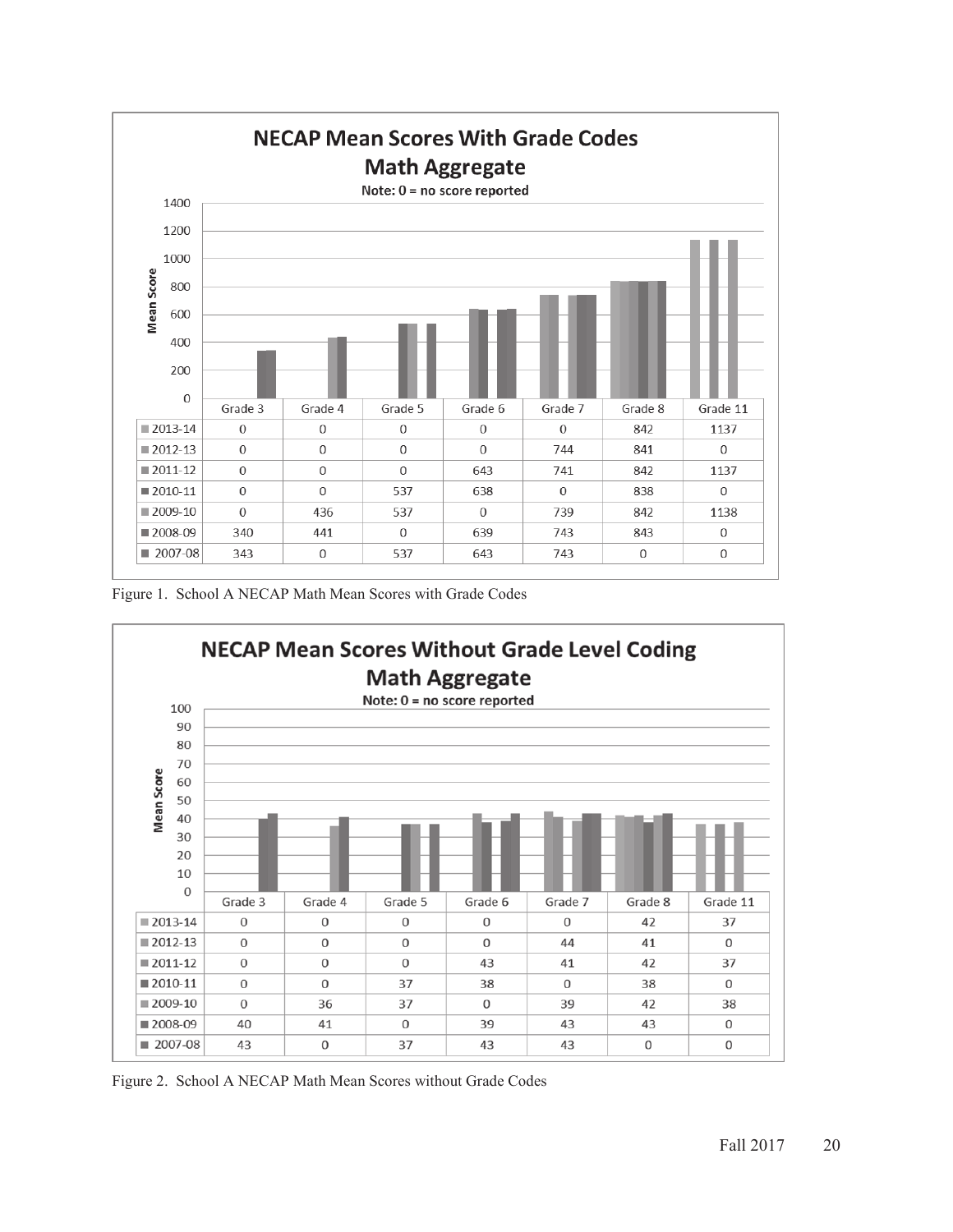**NECAP Mean Scores With Grade Codes**
**Math Aggregate**
Note: 0 = no score reported

| | Grade 3 | Grade 4 | Grade 5 | Grade 6 | Grade 7 | Grade 8 | Grade 11 |
|---|---|---|---|---|---|---|---|
| 2013-14 | 0 | 0 | 0 | 0 | 0 | 842 | 1137 |
| 2012-13 | 0 | 0 | 0 | 0 | 744 | 841 | 0 |
| 2011-12 | 0 | 0 | 0 | 643 | 741 | 842 | 1137 |
| 2010-11 | 0 | 0 | 537 | 638 | 0 | 838 | 0 |
| 2009-10 | 0 | 436 | 537 | 0 | 739 | 842 | 1138 |
| 2008-09 | 340 | 441 | 0 | 639 | 743 | 843 | 0 |
| 2007-08 | 343 | 0 | 537 | 643 | 743 | 0 | 0 |

Figure 1. School A NECAP Math Mean Scores with Grade Codes

**NECAP Mean Scores Without Grade Level Coding**
**Math Aggregate**
Note: 0 = no score reported

| | Grade 3 | Grade 4 | Grade 5 | Grade 6 | Grade 7 | Grade 8 | Grade 11 |
|---|---|---|---|---|---|---|---|
| 2013-14 | 0 | 0 | 0 | 0 | 0 | 42 | 37 |
| 2012-13 | 0 | 0 | 0 | 0 | 44 | 41 | 0 |
| 2011-12 | 0 | 0 | 0 | 43 | 41 | 42 | 37 |
| 2010-11 | 0 | 0 | 37 | 38 | 0 | 38 | 0 |
| 2009-10 | 0 | 36 | 37 | 0 | 39 | 42 | 38 |
| 2008-09 | 40 | 41 | 0 | 39 | 43 | 43 | 0 |
| 2007-08 | 43 | 0 | 37 | 43 | 43 | 0 | 0 |

Figure 2. School A NECAP Math Mean Scores without Grade Codes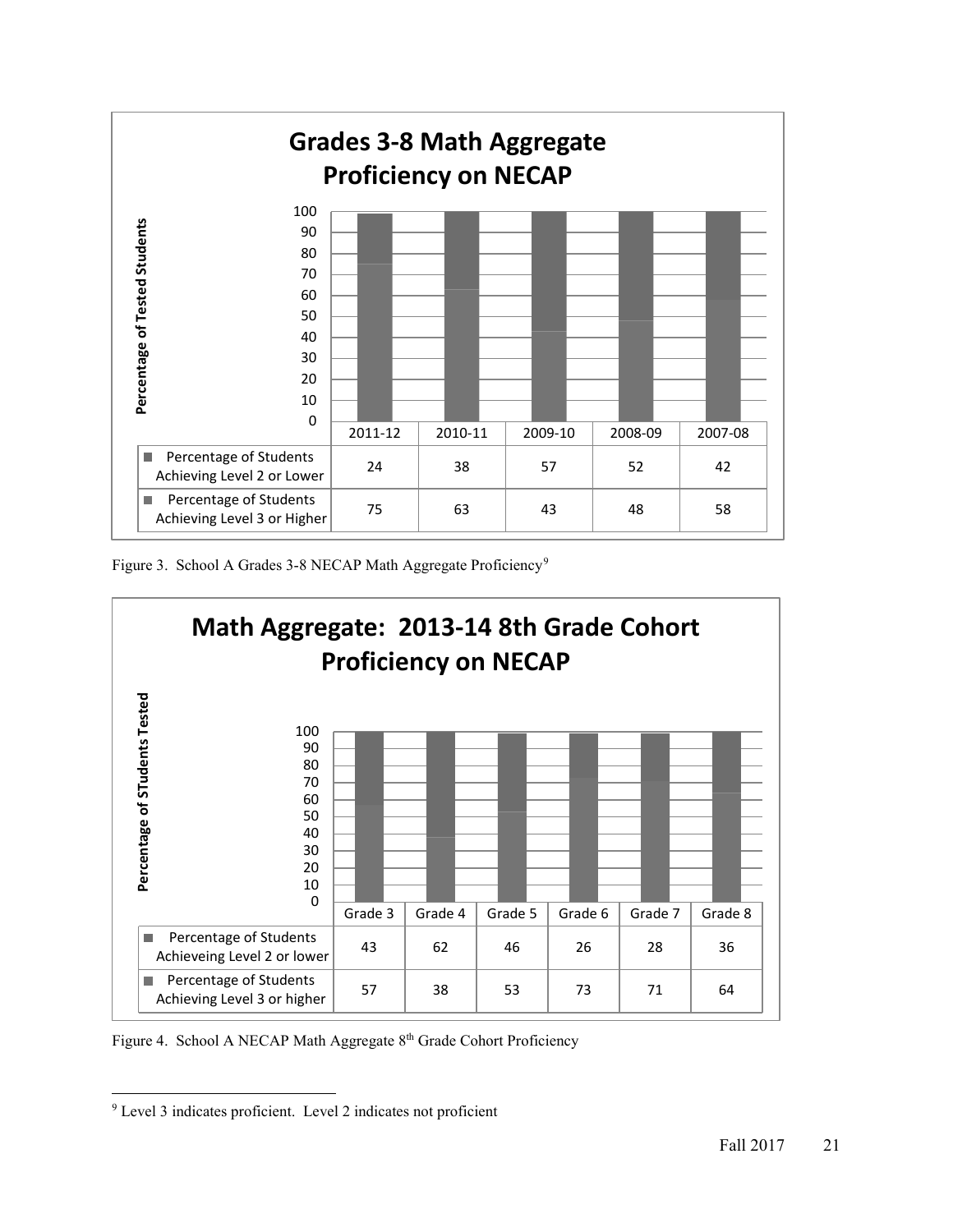**Grades 3-8 Math Aggregate Proficiency on NECAP**

| | 2011-12 | 2010-11 | 2009-10 | 2008-09 | 2007-08 |
|---|---|---|---|---|---|
| Percentage of Students Achieving Level 2 or Lower | 24 | 38 | 57 | 52 | 42 |
| Percentage of Students Achieving Level 3 or Higher | 75 | 63 | 43 | 48 | 58 |

Figure 3. School A Grades 3-8 NECAP Math Aggregate Proficiency[9]

**Math Aggregate: 2013-14 8th Grade Cohort Proficiency on NECAP**

| | Grade 3 | Grade 4 | Grade 5 | Grade 6 | Grade 7 | Grade 8 |
|---|---|---|---|---|---|---|
| Percentage of Students Achieveing Level 2 or lower | 43 | 62 | 46 | 26 | 28 | 36 |
| Percentage of Students Achieving Level 3 or higher | 57 | 38 | 53 | 73 | 71 | 64 |

Figure 4. School A NECAP Math Aggregate 8th Grade Cohort Proficiency

[9] Level 3 indicates proficient. Level 2 indicates not proficient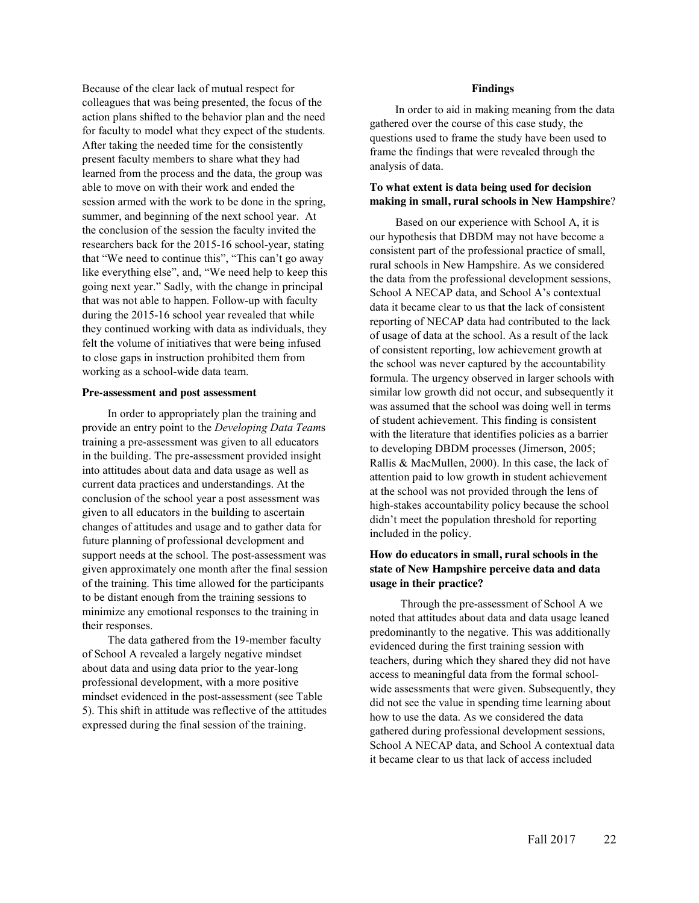Because of the clear lack of mutual respect for colleagues that was being presented, the focus of the action plans shifted to the behavior plan and the need for faculty to model what they expect of the students. After taking the needed time for the consistently present faculty members to share what they had learned from the process and the data, the group was able to move on with their work and ended the session armed with the work to be done in the spring, summer, and beginning of the next school year. At the conclusion of the session the faculty invited the researchers back for the 2015-16 school-year, stating that "We need to continue this", "This can't go away like everything else", and, "We need help to keep this going next year." Sadly, with the change in principal that was not able to happen. Follow-up with faculty during the 2015-16 school year revealed that while they continued working with data as individuals, they felt the volume of initiatives that were being infused to close gaps in instruction prohibited them from working as a school-wide data team.

**Pre-assessment and post assessment**

In order to appropriately plan the training and provide an entry point to the *Developing Data Teams* training a pre-assessment was given to all educators in the building. The pre-assessment provided insight into attitudes about data and data usage as well as current data practices and understandings. At the conclusion of the school year a post assessment was given to all educators in the building to ascertain changes of attitudes and usage and to gather data for future planning of professional development and support needs at the school. The post-assessment was given approximately one month after the final session of the training. This time allowed for the participants to be distant enough from the training sessions to minimize any emotional responses to the training in their responses.

The data gathered from the 19-member faculty of School A revealed a largely negative mindset about data and using data prior to the year-long professional development, with a more positive mindset evidenced in the post-assessment (see Table 5). This shift in attitude was reflective of the attitudes expressed during the final session of the training.

## Findings

In order to aid in making meaning from the data gathered over the course of this case study, the questions used to frame the study have been used to frame the findings that were revealed through the analysis of data.

**To what extent is data being used for decision making in small, rural schools in New Hampshire?**

Based on our experience with School A, it is our hypothesis that DBDM may not have become a consistent part of the professional practice of small, rural schools in New Hampshire. As we considered the data from the professional development sessions, School A NECAP data, and School A's contextual data it became clear to us that the lack of consistent reporting of NECAP data had contributed to the lack of usage of data at the school. As a result of the lack of consistent reporting, low achievement growth at the school was never captured by the accountability formula. The urgency observed in larger schools with similar low growth did not occur, and subsequently it was assumed that the school was doing well in terms of student achievement. This finding is consistent with the literature that identifies policies as a barrier to developing DBDM processes (Jimerson, 2005; Rallis & MacMullen, 2000). In this case, the lack of attention paid to low growth in student achievement at the school was not provided through the lens of high-stakes accountability policy because the school didn't meet the population threshold for reporting included in the policy.

**How do educators in small, rural schools in the state of New Hampshire perceive data and data usage in their practice?**

Through the pre-assessment of School A we noted that attitudes about data and data usage leaned predominantly to the negative. This was additionally evidenced during the first training session with teachers, during which they shared they did not have access to meaningful data from the formal school-wide assessments that were given. Subsequently, they did not see the value in spending time learning about how to use the data. As we considered the data gathered during professional development sessions, School A NECAP data, and School A contextual data it became clear to us that lack of access included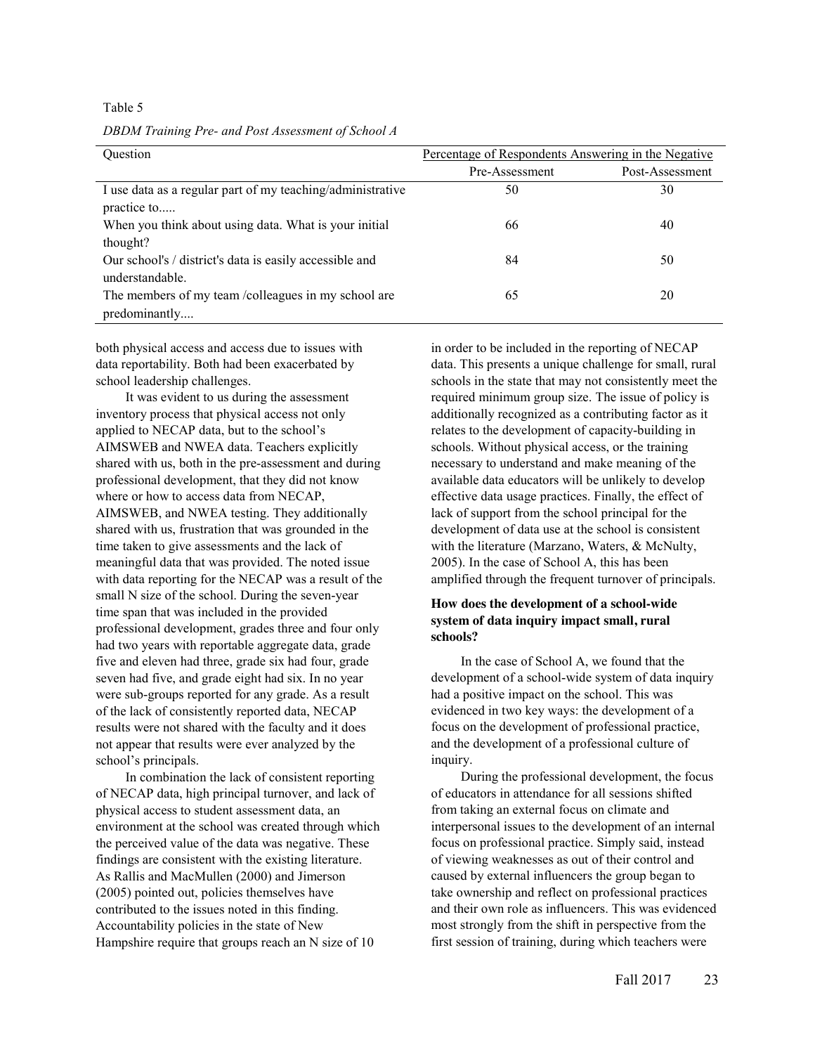Table 5

*DBDM Training Pre- and Post Assessment of School A*

| Question | Percentage of Respondents Answering in the Negative | |
|---|---|---|
| | Pre-Assessment | Post-Assessment |
| I use data as a regular part of my teaching/administrative practice to..... | 50 | 30 |
| When you think about using data. What is your initial thought? | 66 | 40 |
| Our school's / district's data is easily accessible and understandable. | 84 | 50 |
| The members of my team /colleagues in my school are predominantly.... | 65 | 20 |

both physical access and access due to issues with data reportability. Both had been exacerbated by school leadership challenges.

It was evident to us during the assessment inventory process that physical access not only applied to NECAP data, but to the school's AIMSWEB and NWEA data. Teachers explicitly shared with us, both in the pre-assessment and during professional development, that they did not know where or how to access data from NECAP, AIMSWEB, and NWEA testing. They additionally shared with us, frustration that was grounded in the time taken to give assessments and the lack of meaningful data that was provided. The noted issue with data reporting for the NECAP was a result of the small N size of the school. During the seven-year time span that was included in the provided professional development, grades three and four only had two years with reportable aggregate data, grade five and eleven had three, grade six had four, grade seven had five, and grade eight had six. In no year were sub-groups reported for any grade. As a result of the lack of consistently reported data, NECAP results were not shared with the faculty and it does not appear that results were ever analyzed by the school's principals.

In combination the lack of consistent reporting of NECAP data, high principal turnover, and lack of physical access to student assessment data, an environment at the school was created through which the perceived value of the data was negative. These findings are consistent with the existing literature. As Rallis and MacMullen (2000) and Jimerson (2005) pointed out, policies themselves have contributed to the issues noted in this finding. Accountability policies in the state of New Hampshire require that groups reach an N size of 10 in order to be included in the reporting of NECAP data. This presents a unique challenge for small, rural schools in the state that may not consistently meet the required minimum group size. The issue of policy is additionally recognized as a contributing factor as it relates to the development of capacity-building in schools. Without physical access, or the training necessary to understand and make meaning of the available data educators will be unlikely to develop effective data usage practices. Finally, the effect of lack of support from the school principal for the development of data use at the school is consistent with the literature (Marzano, Waters, & McNulty, 2005). In the case of School A, this has been amplified through the frequent turnover of principals.

**How does the development of a school-wide system of data inquiry impact small, rural schools?**

In the case of School A, we found that the development of a school-wide system of data inquiry had a positive impact on the school. This was evidenced in two key ways: the development of a focus on the development of professional practice, and the development of a professional culture of inquiry.

During the professional development, the focus of educators in attendance for all sessions shifted from taking an external focus on climate and interpersonal issues to the development of an internal focus on professional practice. Simply said, instead of viewing weaknesses as out of their control and caused by external influencers the group began to take ownership and reflect on professional practices and their own role as influencers. This was evidenced most strongly from the shift in perspective from the first session of training, during which teachers were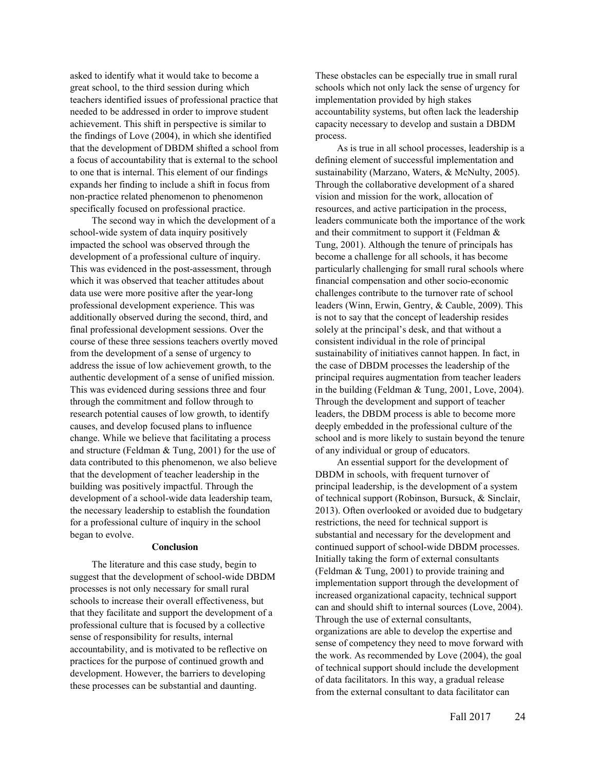asked to identify what it would take to become a great school, to the third session during which teachers identified issues of professional practice that needed to be addressed in order to improve student achievement. This shift in perspective is similar to the findings of Love (2004), in which she identified that the development of DBDM shifted a school from a focus of accountability that is external to the school to one that is internal. This element of our findings expands her finding to include a shift in focus from non-practice related phenomenon to phenomenon specifically focused on professional practice.

The second way in which the development of a school-wide system of data inquiry positively impacted the school was observed through the development of a professional culture of inquiry. This was evidenced in the post-assessment, through which it was observed that teacher attitudes about data use were more positive after the year-long professional development experience. This was additionally observed during the second, third, and final professional development sessions. Over the course of these three sessions teachers overtly moved from the development of a sense of urgency to address the issue of low achievement growth, to the authentic development of a sense of unified mission. This was evidenced during sessions three and four through the commitment and follow through to research potential causes of low growth, to identify causes, and develop focused plans to influence change. While we believe that facilitating a process and structure (Feldman & Tung, 2001) for the use of data contributed to this phenomenon, we also believe that the development of teacher leadership in the building was positively impactful. Through the development of a school-wide data leadership team, the necessary leadership to establish the foundation for a professional culture of inquiry in the school began to evolve.

## Conclusion

The literature and this case study, begin to suggest that the development of school-wide DBDM processes is not only necessary for small rural schools to increase their overall effectiveness, but that they facilitate and support the development of a professional culture that is focused by a collective sense of responsibility for results, internal accountability, and is motivated to be reflective on practices for the purpose of continued growth and development. However, the barriers to developing these processes can be substantial and daunting. These obstacles can be especially true in small rural schools which not only lack the sense of urgency for implementation provided by high stakes accountability systems, but often lack the leadership capacity necessary to develop and sustain a DBDM process.

As is true in all school processes, leadership is a defining element of successful implementation and sustainability (Marzano, Waters, & McNulty, 2005). Through the collaborative development of a shared vision and mission for the work, allocation of resources, and active participation in the process, leaders communicate both the importance of the work and their commitment to support it (Feldman & Tung, 2001). Although the tenure of principals has become a challenge for all schools, it has become particularly challenging for small rural schools where financial compensation and other socio-economic challenges contribute to the turnover rate of school leaders (Winn, Erwin, Gentry, & Cauble, 2009). This is not to say that the concept of leadership resides solely at the principal's desk, and that without a consistent individual in the role of principal sustainability of initiatives cannot happen. In fact, in the case of DBDM processes the leadership of the principal requires augmentation from teacher leaders in the building (Feldman & Tung, 2001, Love, 2004). Through the development and support of teacher leaders, the DBDM process is able to become more deeply embedded in the professional culture of the school and is more likely to sustain beyond the tenure of any individual or group of educators.

An essential support for the development of DBDM in schools, with frequent turnover of principal leadership, is the development of a system of technical support (Robinson, Bursuck, & Sinclair, 2013). Often overlooked or avoided due to budgetary restrictions, the need for technical support is substantial and necessary for the development and continued support of school-wide DBDM processes. Initially taking the form of external consultants (Feldman & Tung, 2001) to provide training and implementation support through the development of increased organizational capacity, technical support can and should shift to internal sources (Love, 2004). Through the use of external consultants, organizations are able to develop the expertise and sense of competency they need to move forward with the work. As recommended by Love (2004), the goal of technical support should include the development of data facilitators. In this way, a gradual release from the external consultant to data facilitator can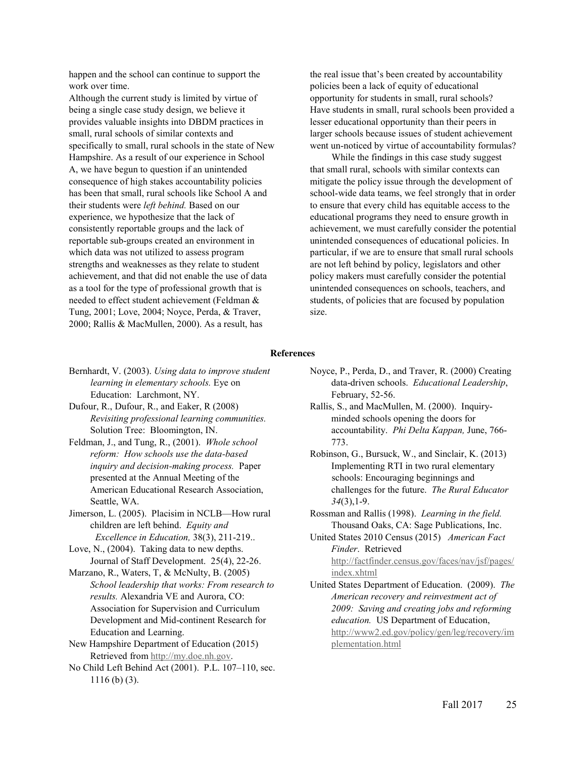happen and the school can continue to support the work over time.

Although the current study is limited by virtue of being a single case study design, we believe it provides valuable insights into DBDM practices in small, rural schools of similar contexts and specifically to small, rural schools in the state of New Hampshire. As a result of our experience in School A, we have begun to question if an unintended consequence of high stakes accountability policies has been that small, rural schools like School A and their students were *left behind.* Based on our experience, we hypothesize that the lack of consistently reportable groups and the lack of reportable sub-groups created an environment in which data was not utilized to assess program strengths and weaknesses as they relate to student achievement, and that did not enable the use of data as a tool for the type of professional growth that is needed to effect student achievement (Feldman & Tung, 2001; Love, 2004; Noyce, Perda, & Traver, 2000; Rallis & MacMullen, 2000). As a result, has the real issue that's been created by accountability policies been a lack of equity of educational opportunity for students in small, rural schools? Have students in small, rural schools been provided a lesser educational opportunity than their peers in larger schools because issues of student achievement went un-noticed by virtue of accountability formulas?

While the findings in this case study suggest that small rural, schools with similar contexts can mitigate the policy issue through the development of school-wide data teams, we feel strongly that in order to ensure that every child has equitable access to the educational programs they need to ensure growth in achievement, we must carefully consider the potential unintended consequences of educational policies. In particular, if we are to ensure that small rural schools are not left behind by policy, legislators and other policy makers must carefully consider the potential unintended consequences on schools, teachers, and students, of policies that are focused by population size.

## References

Bernhardt, V. (2003). *Using data to improve student learning in elementary schools.* Eye on Education: Larchmont, NY.

Dufour, R., Dufour, R., and Eaker, R (2008) *Revisiting professional learning communities.* Solution Tree: Bloomington, IN.

Feldman, J., and Tung, R., (2001). *Whole school reform: How schools use the data-based inquiry and decision-making process.* Paper presented at the Annual Meeting of the American Educational Research Association, Seattle, WA.

Jimerson, L. (2005). Placisim in NCLB—How rural children are left behind. *Equity and Excellence in Education,* 38(3), 211-219..

Love, N., (2004). Taking data to new depths. Journal of Staff Development. 25(4), 22-26.

Marzano, R., Waters, T, & McNulty, B. (2005) *School leadership that works: From research to results.* Alexandria VE and Aurora, CO: Association for Supervision and Curriculum Development and Mid-continent Research for Education and Learning.

New Hampshire Department of Education (2015) Retrieved from http://my.doe.nh.gov.

No Child Left Behind Act (2001). P.L. 107–110, sec. 1116 (b) (3).

Noyce, P., Perda, D., and Traver, R. (2000) Creating data-driven schools. *Educational Leadership*, February, 52-56.

Rallis, S., and MacMullen, M. (2000). Inquiry-minded schools opening the doors for accountability. *Phi Delta Kappan,* June, 766-773.

Robinson, G., Bursuck, W., and Sinclair, K. (2013) Implementing RTI in two rural elementary schools: Encouraging beginnings and challenges for the future. *The Rural Educator 34*(3),1-9.

Rossman and Rallis (1998). *Learning in the field.* Thousand Oaks, CA: Sage Publications, Inc.

United States 2010 Census (2015) *American Fact Finder*. Retrieved http://factfinder.census.gov/faces/nav/jsf/pages/index.xhtml

United States Department of Education. (2009). *The American recovery and reinvestment act of 2009: Saving and creating jobs and reforming education.* US Department of Education, http://www2.ed.gov/policy/gen/leg/recovery/implementation.html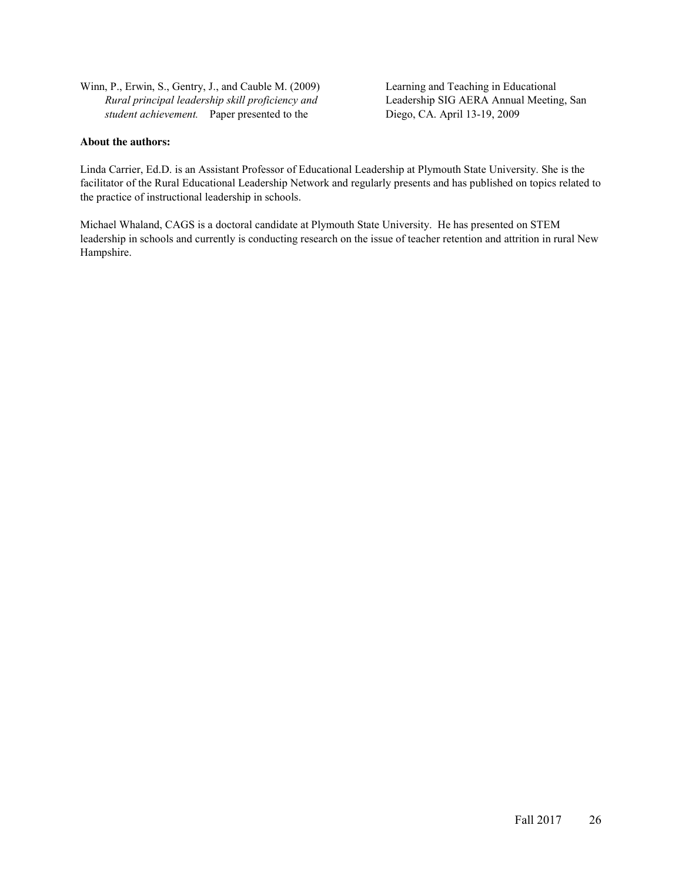Winn, P., Erwin, S., Gentry, J., and Cauble M. (2009) *Rural principal leadership skill proficiency and student achievement.* Paper presented to the Learning and Teaching in Educational Leadership SIG AERA Annual Meeting, San Diego, CA. April 13-19, 2009

**About the authors:**

Linda Carrier, Ed.D. is an Assistant Professor of Educational Leadership at Plymouth State University. She is the facilitator of the Rural Educational Leadership Network and regularly presents and has published on topics related to the practice of instructional leadership in schools.

Michael Whaland, CAGS is a doctoral candidate at Plymouth State University. He has presented on STEM leadership in schools and currently is conducting research on the issue of teacher retention and attrition in rural New Hampshire.